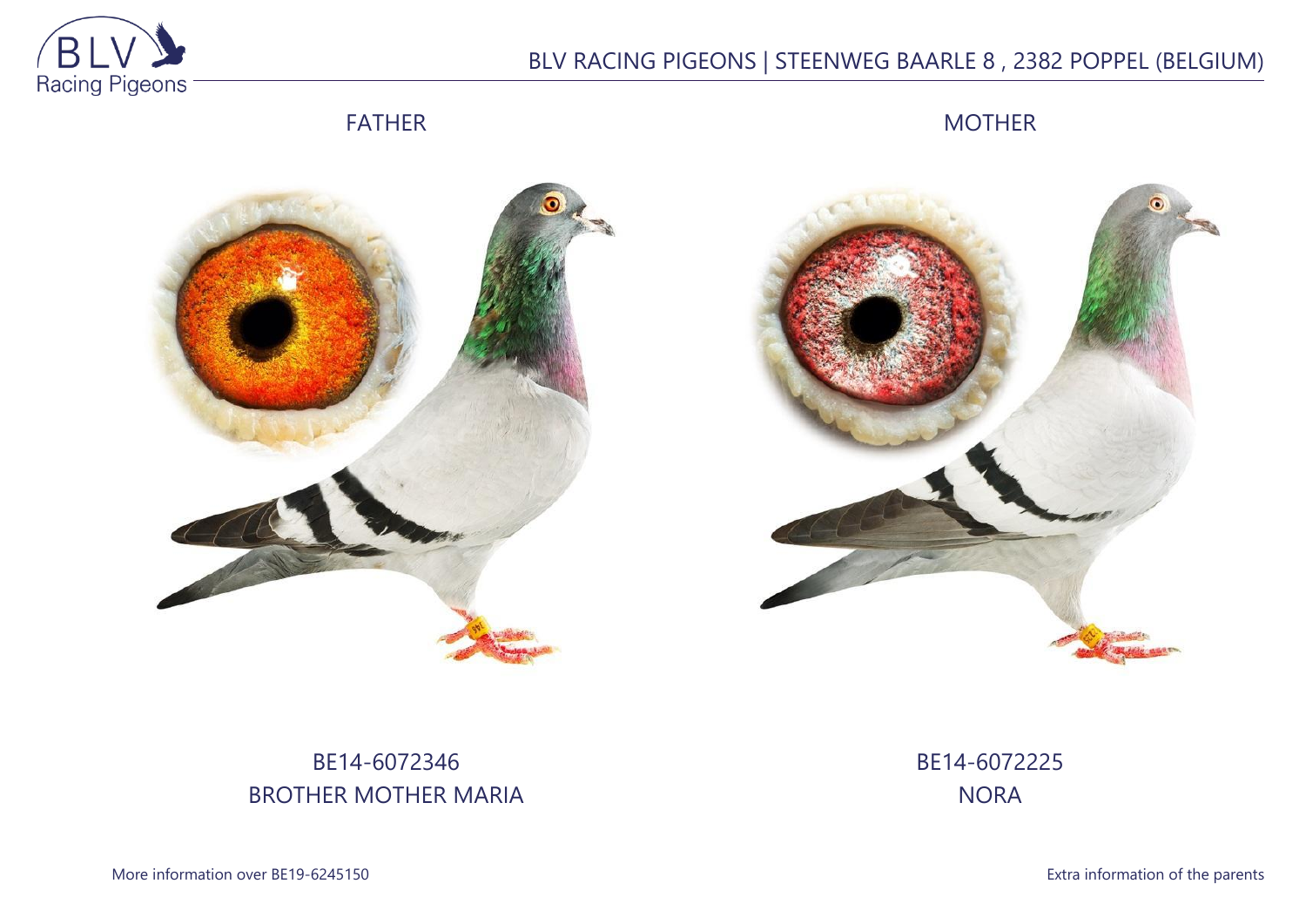FATHER

MOTHER

BE14-6072346
BROTHER MOTHER MARIA

BE14-6072225
NORA

More information over BE19-6245150

Extra information of the parents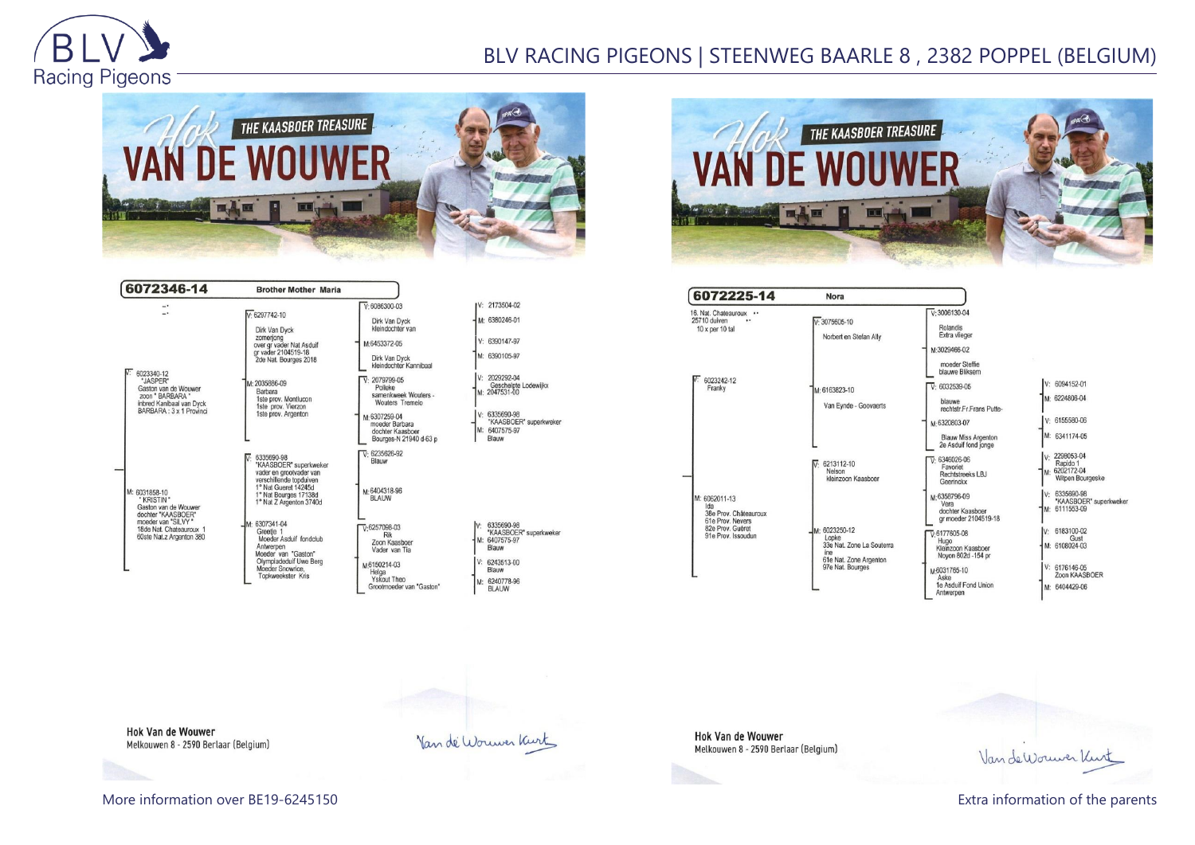# BLV RACING PIGEONS | STEENWEG BAARLE 8 , 2382 POPPEL (BELGIUM)

## HOK VAN DE WOUWER – THE KAASBOER TREASURE

### 6072346-14 — Brother Mother Maria

**V: 6023340-12 "JASPER"**
Gaston van de Wouwer
zoon " BARBARA "
Inbred Kanibaal van Dyck
BARBARA : 3 x 1 Provinci

- V: 6297742-10
  Dirk Van Dyck
  zomerjong
  over gr vader Nat Asduif
  gr vader 2104519-18
  2de Nat. Bourges 2018
  - V: 6086300-03 — Dirk Van Dyck, kleindochter van
    - V: 2173504-02
    - M: 6380246-01
  - M: 6453372-05 — Dirk Van Dyck, kleindochter Kannibaal
    - V: 6390147-97
    - M: 6390105-97
- M: 2035886-09
  Barbara
  1ste prov. Montlucon
  1ste prov. Vierzon
  1ste prov. Argenton
  - V: 2079799-05 — Polleke, samenkweek Wouters - Wouters Tremelo
    - V: 2029292-04 Geschelpte Lodewijkx
    - M: 2047531-00
  - M: 6307259-04 — moeder Barbara, dochter Kaasboer, Bourges-N 21940 d-63 p
    - V: 6335690-98 "KAASBOER" superkweker
    - M: 6407575-97 Blauw

**M: 6031858-10 " KRISTIN "**
Gaston van de Wouwer
dochter "KAASBOER"
moeder van "SILVY"
18de Nat. Chateauroux 1
60ste Nat.z Argenton 380

- V: 6335690-98
  "KAASBOER" superkweker
  vader en grootvader van
  verschillende topduiven
  1° Nat Gueret 14245d
  1° Nat Bourges 17138d
  1° Nat Z Argenton 3740d
  - V: 6235626-92 — Blauw
  - M: 6404318-96 — BLAUW
- M: 6307341-04
  Greetje 1
  Moeder Asduif fondclub
  Antwerpen
  Moeder van "Gaston"
  Olympiadeduif Uwe Berg
  Moeder Snowrice,
  Topkweekster Kris
  - V: 6257098-03 — Rik, Zoon Kaasboer, Vader van Tia
    - V: 6335690-98 "KAASBOER" superkweker
    - M: 6407575-97 Blauw
  - M: 6150214-03 — Helga, Yskout Theo, Grootmoeder van "Gaston"
    - V: 6243513-00 Blauw
    - M: 6240778-96 BLAUW

Hok Van de Wouwer
Melkouwen 8 - 2590 Berlaar (Belgium)

Van de Wouwer Kurt

---

## HOK VAN DE WOUWER – THE KAASBOER TREASURE

### 6072225-14 — Nora

16. Nat. Chateauroux
25710 duiven
10 x per 10 tal

**V: 6023242-12 Franky**

- V: 3075605-10
  Norbert en Stefan Ally
  - V: 3006130-04 — Rolandis, Extra vlieger
  - M: 3029466-02 — moeder Steffie, blauwe Bliksem
- M: 6163823-10
  Van Eynde - Goovaerts
  - V: 6032539-05 — blauwe, rechtstr.Fr.Frans Putte-
    - V: 6094152-01
    - M: 6224806-04
  - M: 6320803-07 — Blauw Miss Argenton, 2e Asduif fond jonge
    - V: 6155580-06
    - M: 6341174-05

**M: 6062011-13 Ida**
38e Prov. Châteauroux
61e Prov. Nevers
82e Prov. Guérot
91e Prov. Issoudun

- V: 6213112-10
  Nelson
  Kleinzoon Kaasboer
  - V: 6346026-06 — Favoriet, Rechtstreeks LBJ Geerinckx
    - V: 2298053-04 Rapido 1
    - M: 6202172-04 Wilpen Bourgeske
  - M: 6358796-09 — Vera, dochter Kaasboer, gr moeder 2104519-18
    - V: 6335690-98 "KAASBOER" superkweker
    - M: 6111553-09
- M: 6023250-12
  Lopke
  33e Nat. Zone La Souterraine
  61e Nat. Zone Argenton
  97e Nat. Bourges
  - V: 6177605-08 — Hugo, Kleinzoon Kaasboer, Noyon 802d -154 pr
    - V: 6183100-02 Gust
    - M: 6108024-03
  - M: 6031765-10 — Aske, 1e Asduif Fond Union Antwerpen
    - V: 6176146-05 Zoon KAASBOER
    - M: 6404429-06

Hok Van de Wouwer
Melkouwen 8 - 2590 Berlaar (Belgium)

Van de Wouwer Kurt

More information over BE19-6245150

Extra information of the parents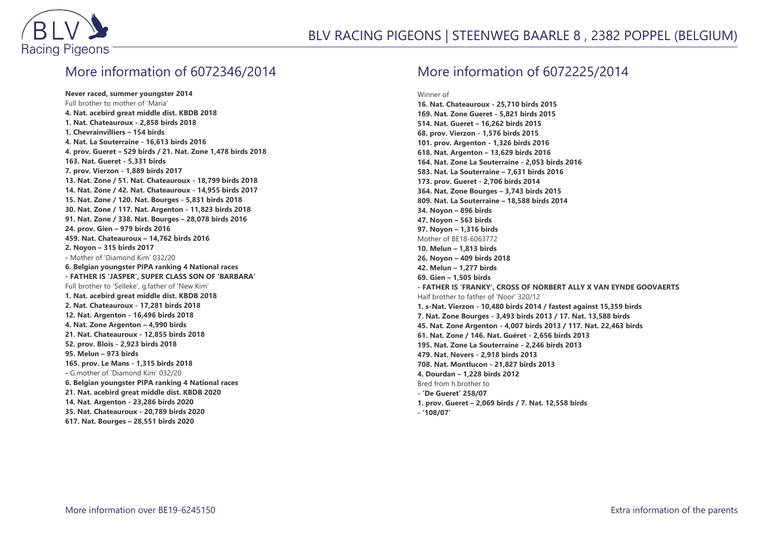## More information of 6072346/2014

**Never raced, summer youngster 2014**
Full brother to mother of 'Maria'
**4. Nat. acebird great middle dist. KBDB 2018**
**1. Nat. Chateauroux - 2,858 birds 2018**
**1. Chevrainvilliers – 154 birds**
**4. Nat. La Souterraine - 16,613 birds 2016**
**4. prov. Gueret – 529 birds / 21. Nat. Zone 1,478 birds 2018**
**163. Nat. Gueret - 5,331 birds**
**7. prov. Vierzon - 1,889 birds 2017**
**13. Nat. Zone / 51. Nat. Chateauroux - 18,799 birds 2018**
**14. Nat. Zone / 42. Nat. Chateauroux - 14,955 birds 2017**
**15. Nat. Zone / 120. Nat. Bourges - 5,831 birds 2018**
**30. Nat. Zone / 117. Nat. Argenton - 11,823 birds 2018**
**91. Nat. Zone / 338. Nat. Bourges – 28,078 birds 2016**
**24. prov. Gien – 979 birds 2016**
**459. Nat. Chateauroux – 14,762 birds 2016**
**2. Noyon – 315 birds 2017**
**-** Mother of 'Diamond Kim' 032/20
**6. Belgian youngster PIPA ranking 4 National races**
**- FATHER IS 'JASPER', SUPER CLASS SON OF 'BARBARA'**
Full brother to 'Selleke', g.father of 'New Kim'
**1. Nat. acebird great middle dist. KBDB 2018**
**2. Nat. Chateauroux - 17,281 birds 2018**
**12. Nat. Argenton - 16,496 birds 2018**
**4. Nat. Zone Argenton – 4,990 birds**
**21. Nat. Chateauroux - 12,855 birds 2018**
**52. prov. Blois - 2,923 birds 2018**
**95. Melun – 973 birds**
**165. prov. Le Mans - 1,315 birds 2018**
**-** G.mother of 'Diamond Kim' 032/20
**6. Belgian youngster PIPA ranking 4 National races**
**21. Nat. acebird great middle dist. KBDB 2020**
**14. Nat. Argenton - 23,286 birds 2020**
**35. Nat. Chateauroux - 20,789 birds 2020**
**617. Nat. Bourges – 28,551 birds 2020**

More information over BE19-6245150

## More information of 6072225/2014

Winner of
**16. Nat. Chateauroux - 25,710 birds 2015**
**169. Nat. Zone Gueret - 5,821 birds 2015**
**514. Nat. Gueret – 16,262 birds 2015**
**68. prov. Vierzon - 1,576 birds 2015**
**101. prov. Argenton - 1,326 birds 2016**
**618. Nat. Argenton – 13,629 birds 2016**
**164. Nat. Zone La Souterraine - 2,053 birds 2016**
**583. Nat. La Souterraine – 7,631 birds 2016**
**173. prov. Gueret - 2,706 birds 2014**
**364. Nat. Zone Bourges – 3,743 birds 2015**
**809. Nat. La Souterraine – 18,588 birds 2014**
**34. Noyon – 896 birds**
**47. Noyon – 563 birds**
**97. Noyon – 1,316 birds**
Mother of BE18-6063772
**10. Melun – 1,813 birds**
**26. Noyon – 409 birds 2018**
**42. Melun – 1,277 birds**
**69. Gien – 1,505 birds**
**- FATHER IS 'FRANKY', CROSS OF NORBERT ALLY X VAN EYNDE GOOVAERTS**
Half brother to father of 'Noor' 320/12
**1. s-Nat. Vierzon - 10,480 birds 2014 / fastest against 15,359 birds**
**7. Nat. Zone Bourges - 3,493 birds 2013 / 17. Nat. 13,588 birds**
**45. Nat. Zone Argenton - 4,007 birds 2013 / 117. Nat. 22,463 birds**
**61. Nat. Zone / 146. Nat. Guéret - 2,656 birds 2013**
**195. Nat. Zone La Souterraine - 2,246 birds 2013**
**479. Nat. Nevers - 2,918 birds 2013**
**708. Nat. Montlucon - 21,827 birds 2013**
**4. Dourdan – 1,228 birds 2012**
Bred from h.brother to
**- 'De Gueret' 258/07**
**1. prov. Gueret – 2,069 birds / 7. Nat. 12,558 birds**
**- '108/07'**

Extra information of the parents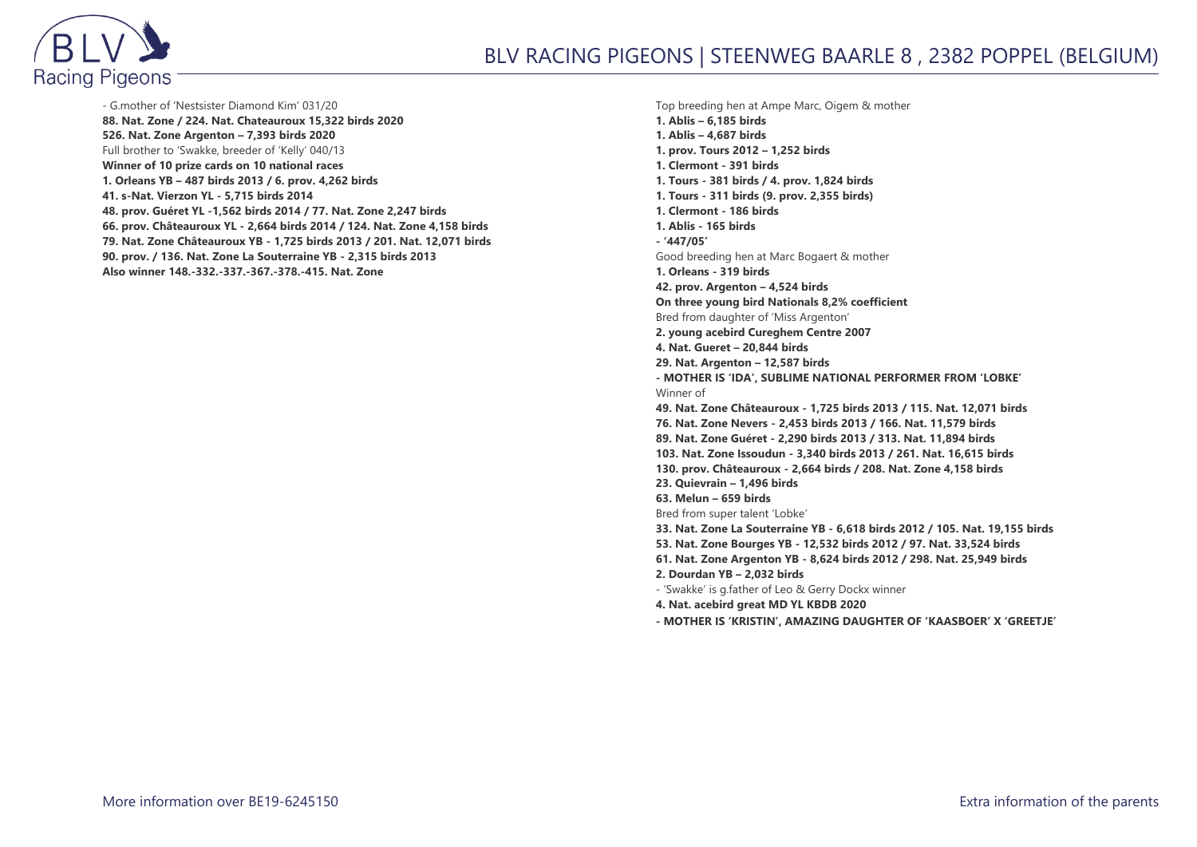- G.mother of 'Nestsister Diamond Kim' 031/20
**88. Nat. Zone / 224. Nat. Chateauroux 15,322 birds 2020**
**526. Nat. Zone Argenton – 7,393 birds 2020**
Full brother to 'Swakke, breeder of 'Kelly' 040/13
**Winner of 10 prize cards on 10 national races**
**1. Orleans YB – 487 birds 2013 / 6. prov. 4,262 birds**
**41. s-Nat. Vierzon YL - 5,715 birds 2014**
**48. prov. Guéret YL -1,562 birds 2014 / 77. Nat. Zone 2,247 birds**
**66. prov. Châteauroux YL - 2,664 birds 2014 / 124. Nat. Zone 4,158 birds**
**79. Nat. Zone Châteauroux YB - 1,725 birds 2013 / 201. Nat. 12,071 birds**
**90. prov. / 136. Nat. Zone La Souterraine YB - 2,315 birds 2013**
**Also winner 148.-332.-337.-367.-378.-415. Nat. Zone**

Top breeding hen at Ampe Marc, Oigem & mother
**1. Ablis – 6,185 birds**
**1. Ablis – 4,687 birds**
**1. prov. Tours 2012 – 1,252 birds**
**1. Clermont - 391 birds**
**1. Tours - 381 birds / 4. prov. 1,824 birds**
**1. Tours - 311 birds (9. prov. 2,355 birds)**
**1. Clermont - 186 birds**
**1. Ablis - 165 birds**
**- '447/05'**
Good breeding hen at Marc Bogaert & mother
**1. Orleans - 319 birds**
**42. prov. Argenton – 4,524 birds**
**On three young bird Nationals 8,2% coefficient**
Bred from daughter of 'Miss Argenton'
**2. young acebird Cureghem Centre 2007**
**4. Nat. Gueret – 20,844 birds**
**29. Nat. Argenton – 12,587 birds**
**- MOTHER IS 'IDA', SUBLIME NATIONAL PERFORMER FROM 'LOBKE'**
Winner of
**49. Nat. Zone Châteauroux - 1,725 birds 2013 / 115. Nat. 12,071 birds**
**76. Nat. Zone Nevers - 2,453 birds 2013 / 166. Nat. 11,579 birds**
**89. Nat. Zone Guéret - 2,290 birds 2013 / 313. Nat. 11,894 birds**
**103. Nat. Zone Issoudun - 3,340 birds 2013 / 261. Nat. 16,615 birds**
**130. prov. Châteauroux - 2,664 birds / 208. Nat. Zone 4,158 birds**
**23. Quievrain – 1,496 birds**
**63. Melun – 659 birds**
Bred from super talent 'Lobke'
**33. Nat. Zone La Souterraine YB - 6,618 birds 2012 / 105. Nat. 19,155 birds**
**53. Nat. Zone Bourges YB - 12,532 birds 2012 / 97. Nat. 33,524 birds**
**61. Nat. Zone Argenton YB - 8,624 birds 2012 / 298. Nat. 25,949 birds**
**2. Dourdan YB – 2,032 birds**
- 'Swakke' is g.father of Leo & Gerry Dockx winner
**4. Nat. acebird great MD YL KBDB 2020**
**- MOTHER IS 'KRISTIN', AMAZING DAUGHTER OF 'KAASBOER' X 'GREETJE'**